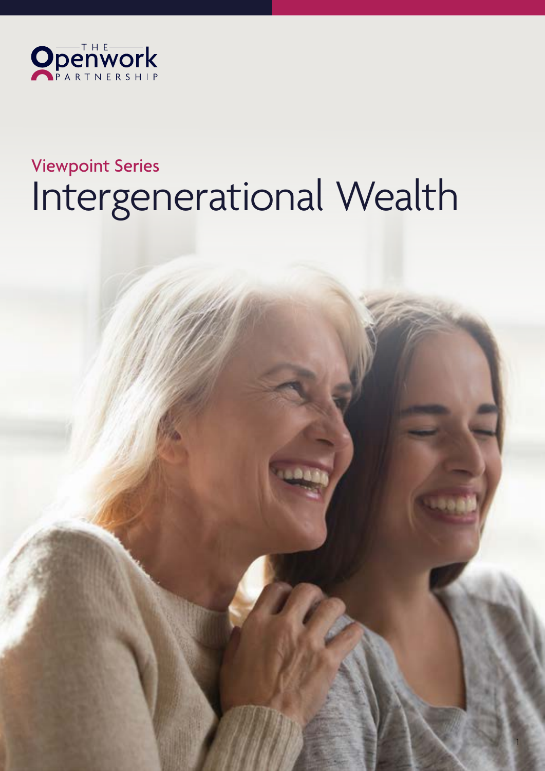THE Openwork PARTNERSHIP

Viewpoint Series

# Intergenerational Wealth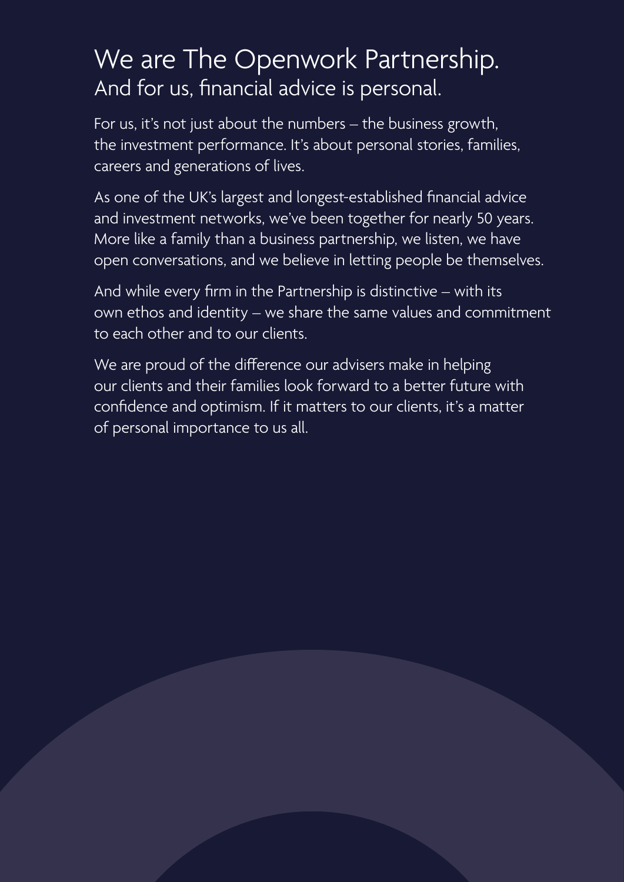# We are The Openwork Partnership.

## And for us, financial advice is personal.

For us, it's not just about the numbers – the business growth, the investment performance. It's about personal stories, families, careers and generations of lives.

As one of the UK's largest and longest-established financial advice and investment networks, we've been together for nearly 50 years. More like a family than a business partnership, we listen, we have open conversations, and we believe in letting people be themselves.

And while every firm in the Partnership is distinctive – with its own ethos and identity – we share the same values and commitment to each other and to our clients.

We are proud of the difference our advisers make in helping our clients and their families look forward to a better future with confidence and optimism. If it matters to our clients, it's a matter of personal importance to us all.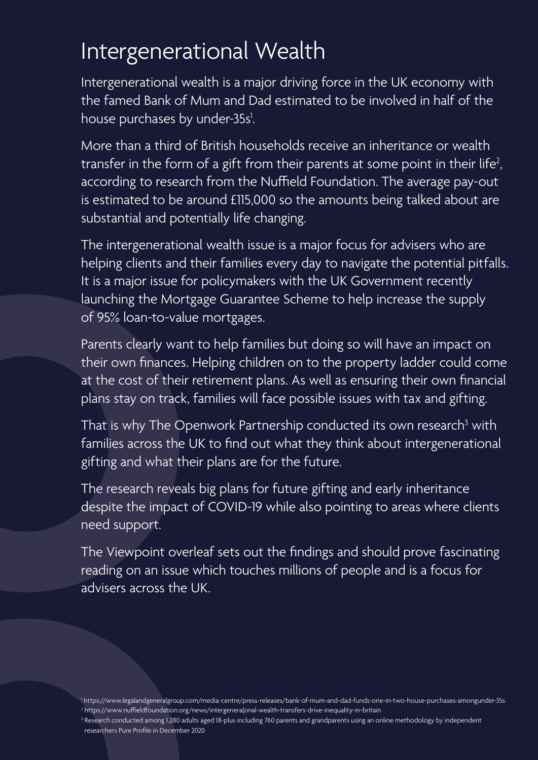# Intergenerational Wealth

Intergenerational wealth is a major driving force in the UK economy with the famed Bank of Mum and Dad estimated to be involved in half of the house purchases by under-35s[1].

More than a third of British households receive an inheritance or wealth transfer in the form of a gift from their parents at some point in their life[2], according to research from the Nuffield Foundation. The average pay-out is estimated to be around £115,000 so the amounts being talked about are substantial and potentially life changing.

The intergenerational wealth issue is a major focus for advisers who are helping clients and their families every day to navigate the potential pitfalls. It is a major issue for policymakers with the UK Government recently launching the Mortgage Guarantee Scheme to help increase the supply of 95% loan-to-value mortgages.

Parents clearly want to help families but doing so will have an impact on their own finances. Helping children on to the property ladder could come at the cost of their retirement plans. As well as ensuring their own financial plans stay on track, families will face possible issues with tax and gifting.

That is why The Openwork Partnership conducted its own research[3] with families across the UK to find out what they think about intergenerational gifting and what their plans are for the future.

The research reveals big plans for future gifting and early inheritance despite the impact of COVID-19 while also pointing to areas where clients need support.

The Viewpoint overleaf sets out the findings and should prove fascinating reading on an issue which touches millions of people and is a focus for advisers across the UK.

[1] https://www.legalandgeneralgroup.com/media-centre/press-releases/bank-of-mum-and-dad-funds-one-in-two-house-purchases-amongunder-35s
[2] https://www.nuffieldfoundation.org/news/intergenera(onal-wealth-transfers-drive-inequality-in-britain
[3] Research conducted among 1,280 adults aged 18-plus including 760 parents and grandparents using an online methodology by independent researchers Pure Profile in December 2020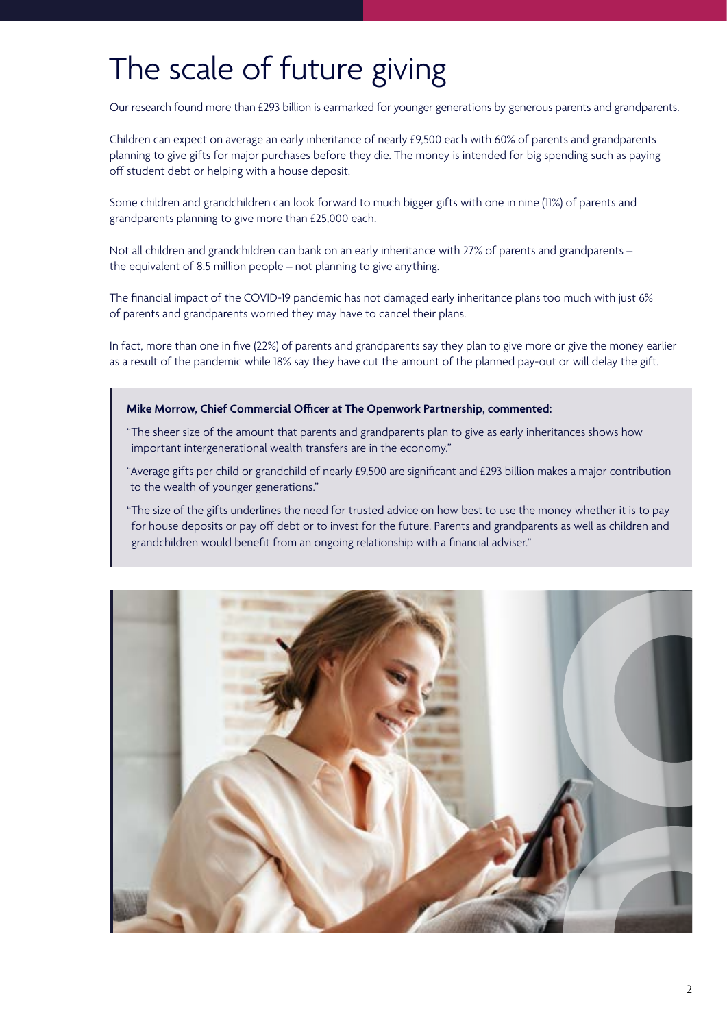# The scale of future giving

Our research found more than £293 billion is earmarked for younger generations by generous parents and grandparents.

Children can expect on average an early inheritance of nearly £9,500 each with 60% of parents and grandparents planning to give gifts for major purchases before they die. The money is intended for big spending such as paying off student debt or helping with a house deposit.

Some children and grandchildren can look forward to much bigger gifts with one in nine (11%) of parents and grandparents planning to give more than £25,000 each.

Not all children and grandchildren can bank on an early inheritance with 27% of parents and grandparents – the equivalent of 8.5 million people – not planning to give anything.

The financial impact of the COVID-19 pandemic has not damaged early inheritance plans too much with just 6% of parents and grandparents worried they may have to cancel their plans.

In fact, more than one in five (22%) of parents and grandparents say they plan to give more or give the money earlier as a result of the pandemic while 18% say they have cut the amount of the planned pay-out or will delay the gift.

> **Mike Morrow, Chief Commercial Officer at The Openwork Partnership, commented:**
>
> "The sheer size of the amount that parents and grandparents plan to give as early inheritances shows how important intergenerational wealth transfers are in the economy."
>
> "Average gifts per child or grandchild of nearly £9,500 are significant and £293 billion makes a major contribution to the wealth of younger generations."
>
> "The size of the gifts underlines the need for trusted advice on how best to use the money whether it is to pay for house deposits or pay off debt or to invest for the future. Parents and grandparents as well as children and grandchildren would benefit from an ongoing relationship with a financial adviser."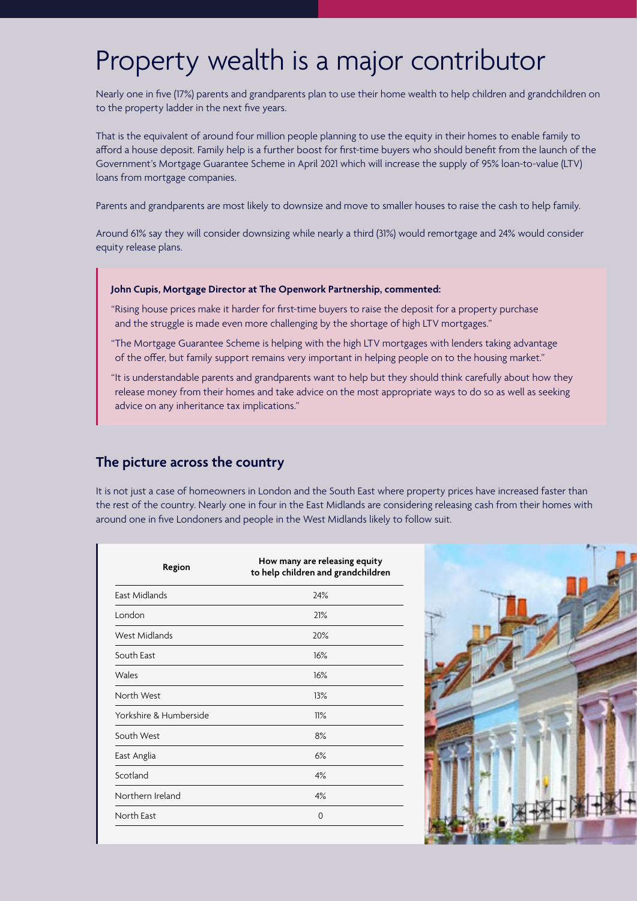# Property wealth is a major contributor

Nearly one in five (17%) parents and grandparents plan to use their home wealth to help children and grandchildren on to the property ladder in the next five years.

That is the equivalent of around four million people planning to use the equity in their homes to enable family to afford a house deposit. Family help is a further boost for first-time buyers who should benefit from the launch of the Government's Mortgage Guarantee Scheme in April 2021 which will increase the supply of 95% loan-to-value (LTV) loans from mortgage companies.

Parents and grandparents are most likely to downsize and move to smaller houses to raise the cash to help family.

Around 61% say they will consider downsizing while nearly a third (31%) would remortgage and 24% would consider equity release plans.

**John Cupis, Mortgage Director at The Openwork Partnership, commented:**

"Rising house prices make it harder for first-time buyers to raise the deposit for a property purchase and the struggle is made even more challenging by the shortage of high LTV mortgages."

"The Mortgage Guarantee Scheme is helping with the high LTV mortgages with lenders taking advantage of the offer, but family support remains very important in helping people on to the housing market."

"It is understandable parents and grandparents want to help but they should think carefully about how they release money from their homes and take advice on the most appropriate ways to do so as well as seeking advice on any inheritance tax implications."

## The picture across the country

It is not just a case of homeowners in London and the South East where property prices have increased faster than the rest of the country. Nearly one in four in the East Midlands are considering releasing cash from their homes with around one in five Londoners and people in the West Midlands likely to follow suit.

| Region | How many are releasing equity to help children and grandchildren |
|---|---|
| East Midlands | 24% |
| London | 21% |
| West Midlands | 20% |
| South East | 16% |
| Wales | 16% |
| North West | 13% |
| Yorkshire & Humberside | 11% |
| South West | 8% |
| East Anglia | 6% |
| Scotland | 4% |
| Northern Ireland | 4% |
| North East | 0 |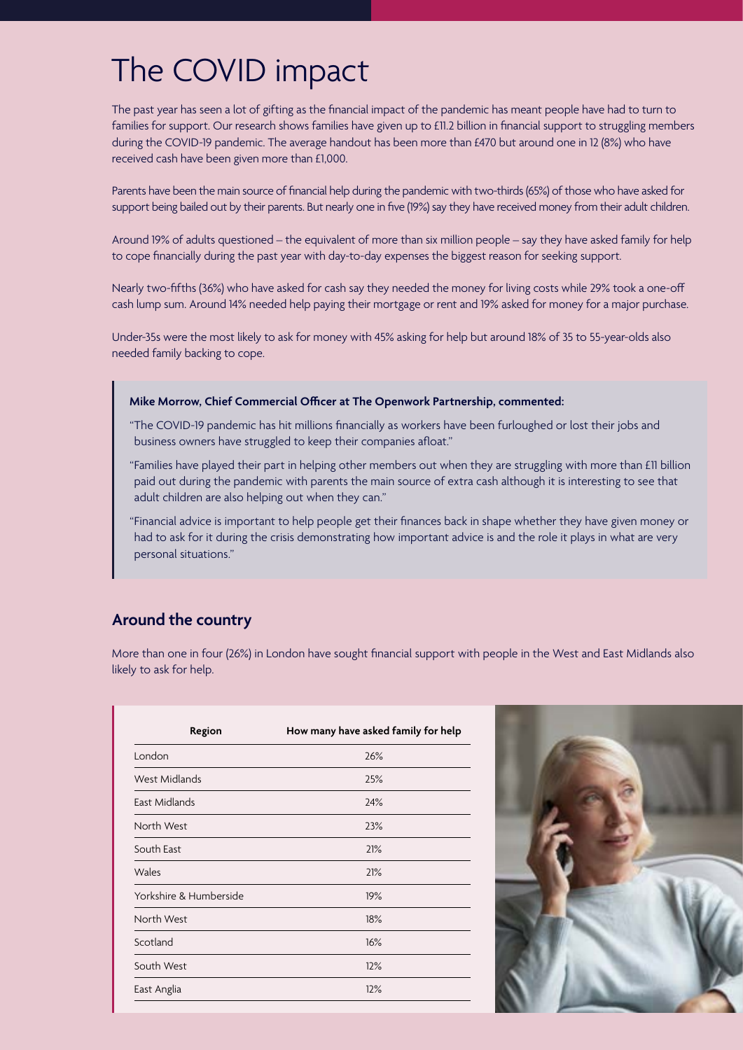# The COVID impact

The past year has seen a lot of gifting as the financial impact of the pandemic has meant people have had to turn to families for support. Our research shows families have given up to £11.2 billion in financial support to struggling members during the COVID-19 pandemic. The average handout has been more than £470 but around one in 12 (8%) who have received cash have been given more than £1,000.

Parents have been the main source of financial help during the pandemic with two-thirds (65%) of those who have asked for support being bailed out by their parents. But nearly one in five (19%) say they have received money from their adult children.

Around 19% of adults questioned – the equivalent of more than six million people – say they have asked family for help to cope financially during the past year with day-to-day expenses the biggest reason for seeking support.

Nearly two-fifths (36%) who have asked for cash say they needed the money for living costs while 29% took a one-off cash lump sum. Around 14% needed help paying their mortgage or rent and 19% asked for money for a major purchase.

Under-35s were the most likely to ask for money with 45% asking for help but around 18% of 35 to 55-year-olds also needed family backing to cope.

> **Mike Morrow, Chief Commercial Officer at The Openwork Partnership, commented:**
>
> "The COVID-19 pandemic has hit millions financially as workers have been furloughed or lost their jobs and business owners have struggled to keep their companies afloat."
>
> "Families have played their part in helping other members out when they are struggling with more than £11 billion paid out during the pandemic with parents the main source of extra cash although it is interesting to see that adult children are also helping out when they can."
>
> "Financial advice is important to help people get their finances back in shape whether they have given money or had to ask for it during the crisis demonstrating how important advice is and the role it plays in what are very personal situations."

## Around the country

More than one in four (26%) in London have sought financial support with people in the West and East Midlands also likely to ask for help.

| Region | How many have asked family for help |
| --- | --- |
| London | 26% |
| West Midlands | 25% |
| East Midlands | 24% |
| North West | 23% |
| South East | 21% |
| Wales | 21% |
| Yorkshire & Humberside | 19% |
| North West | 18% |
| Scotland | 16% |
| South West | 12% |
| East Anglia | 12% |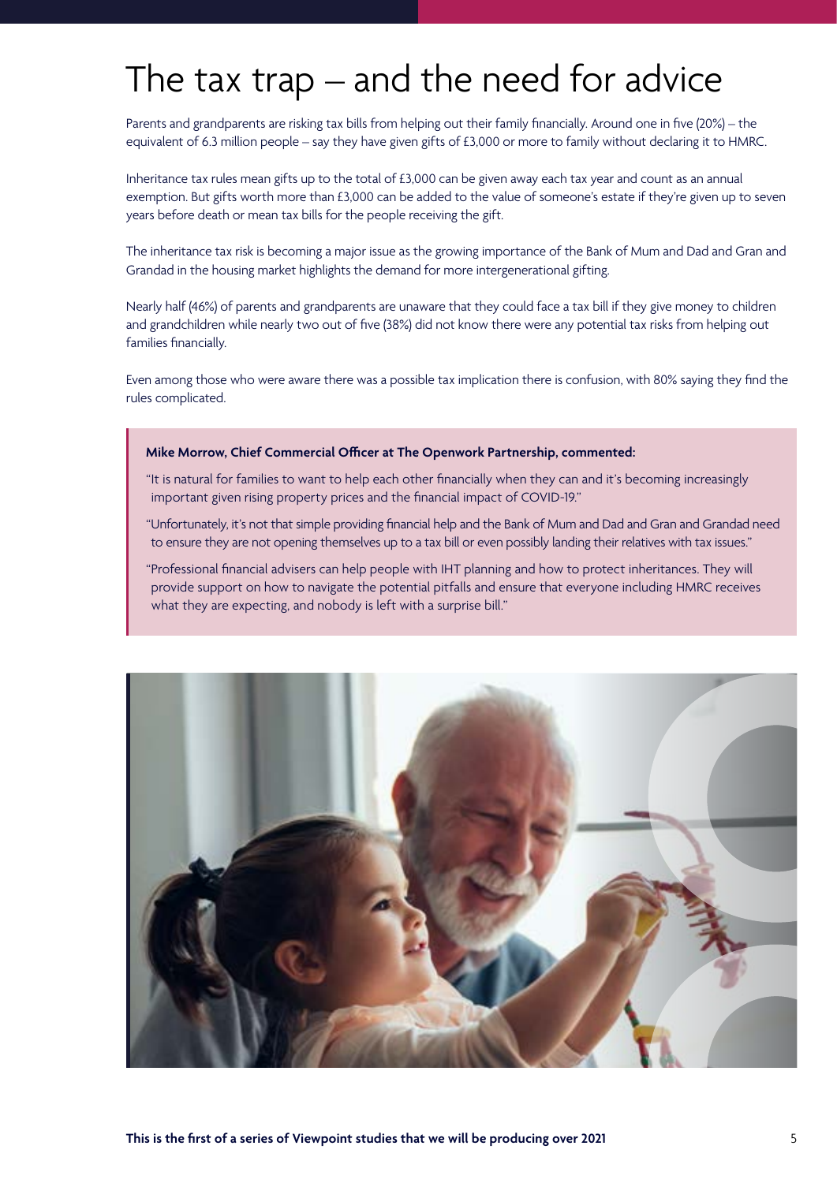# The tax trap – and the need for advice

Parents and grandparents are risking tax bills from helping out their family financially. Around one in five (20%) – the equivalent of 6.3 million people – say they have given gifts of £3,000 or more to family without declaring it to HMRC.

Inheritance tax rules mean gifts up to the total of £3,000 can be given away each tax year and count as an annual exemption. But gifts worth more than £3,000 can be added to the value of someone's estate if they're given up to seven years before death or mean tax bills for the people receiving the gift.

The inheritance tax risk is becoming a major issue as the growing importance of the Bank of Mum and Dad and Gran and Grandad in the housing market highlights the demand for more intergenerational gifting.

Nearly half (46%) of parents and grandparents are unaware that they could face a tax bill if they give money to children and grandchildren while nearly two out of five (38%) did not know there were any potential tax risks from helping out families financially.

Even among those who were aware there was a possible tax implication there is confusion, with 80% saying they find the rules complicated.

> **Mike Morrow, Chief Commercial Officer at The Openwork Partnership, commented:**
>
> "It is natural for families to want to help each other financially when they can and it's becoming increasingly important given rising property prices and the financial impact of COVID-19."
>
> "Unfortunately, it's not that simple providing financial help and the Bank of Mum and Dad and Gran and Grandad need to ensure they are not opening themselves up to a tax bill or even possibly landing their relatives with tax issues."
>
> "Professional financial advisers can help people with IHT planning and how to protect inheritances. They will provide support on how to navigate the potential pitfalls and ensure that everyone including HMRC receives what they are expecting, and nobody is left with a surprise bill."

**This is the first of a series of Viewpoint studies that we will be producing over 2021**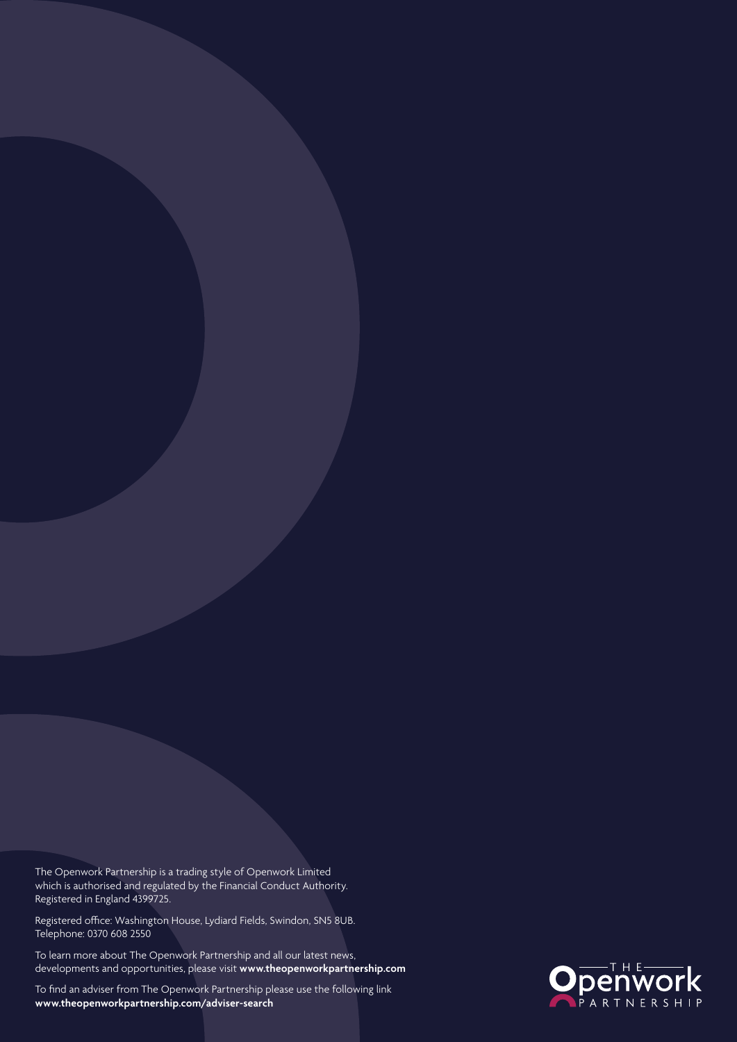The Openwork Partnership is a trading style of Openwork Limited which is authorised and regulated by the Financial Conduct Authority. Registered in England 4399725.

Registered office: Washington House, Lydiard Fields, Swindon, SN5 8UB. Telephone: 0370 608 2550

To learn more about The Openwork Partnership and all our latest news, developments and opportunities, please visit **www.theopenworkpartnership.com**

To find an adviser from The Openwork Partnership please use the following link **www.theopenworkpartnership.com/adviser-search**

THE Openwork PARTNERSHIP